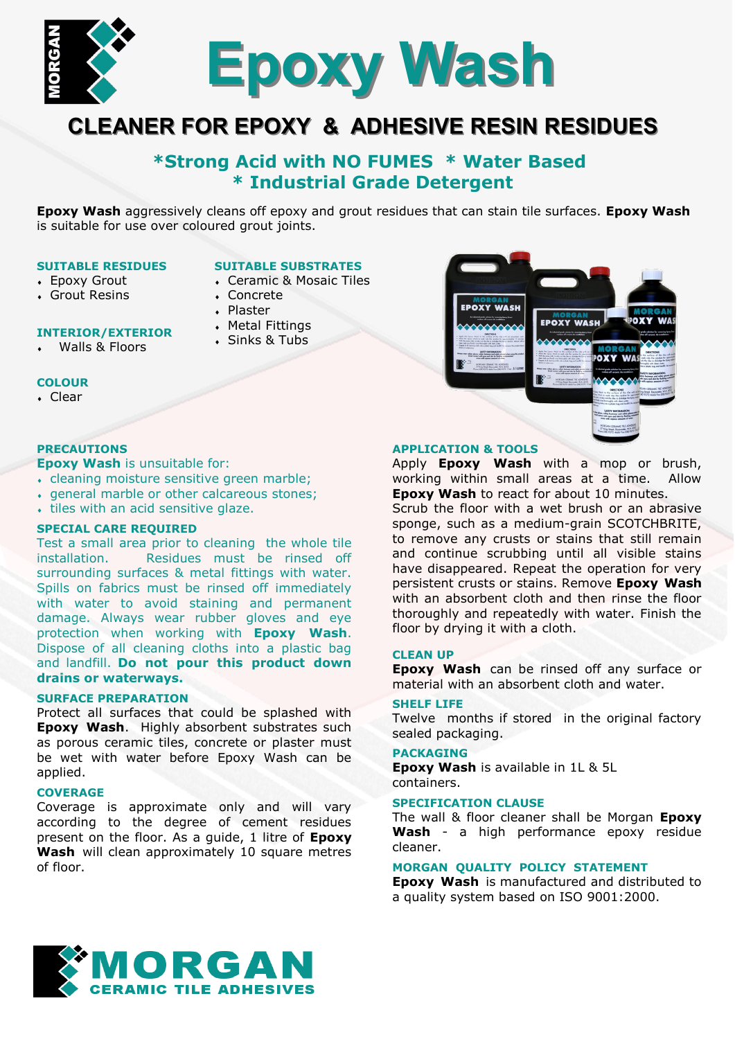# Epoxy Wash

## CLEANER FOR EPOXY & ADHESIVE RESIN RESIDUES

### *Strong Acid with NO FUMES * Water Based
### * Industrial Grade Detergent

**Epoxy Wash** aggressively cleans off epoxy and grout residues that can stain tile surfaces. **Epoxy Wash** is suitable for use over coloured grout joints.

**SUITABLE RESIDUES**
- Epoxy Grout
- Grout Resins

**INTERIOR/EXTERIOR**
- Walls & Floors

**COLOUR**
- Clear

**SUITABLE SUBSTRATES**
- Ceramic & Mosaic Tiles
- Concrete
- Plaster
- Metal Fittings
- Sinks & Tubs

**PRECAUTIONS**

**Epoxy Wash** is unsuitable for:
- cleaning moisture sensitive green marble;
- general marble or other calcareous stones;
- tiles with an acid sensitive glaze.

**SPECIAL CARE REQUIRED**

Test a small area prior to cleaning the whole tile installation. Residues must be rinsed off surrounding surfaces & metal fittings with water. Spills on fabrics must be rinsed off immediately with water to avoid staining and permanent damage. Always wear rubber gloves and eye protection when working with **Epoxy Wash**. Dispose of all cleaning cloths into a plastic bag and landfill. **Do not pour this product down drains or waterways.**

**SURFACE PREPARATION**

Protect all surfaces that could be splashed with **Epoxy Wash**. Highly absorbent substrates such as porous ceramic tiles, concrete or plaster must be wet with water before Epoxy Wash can be applied.

**COVERAGE**

Coverage is approximate only and will vary according to the degree of cement residues present on the floor. As a guide, 1 litre of **Epoxy Wash** will clean approximately 10 square metres of floor.

**APPLICATION & TOOLS**

Apply **Epoxy Wash** with a mop or brush, working within small areas at a time. Allow **Epoxy Wash** to react for about 10 minutes. Scrub the floor with a wet brush or an abrasive sponge, such as a medium-grain SCOTCHBRITE, to remove any crusts or stains that still remain and continue scrubbing until all visible stains have disappeared. Repeat the operation for very persistent crusts or stains. Remove **Epoxy Wash** with an absorbent cloth and then rinse the floor thoroughly and repeatedly with water. Finish the floor by drying it with a cloth.

**CLEAN UP**

**Epoxy Wash** can be rinsed off any surface or material with an absorbent cloth and water.

**SHELF LIFE**

Twelve months if stored in the original factory sealed packaging.

**PACKAGING**

**Epoxy Wash** is available in 1L & 5L containers.

**SPECIFICATION CLAUSE**

The wall & floor cleaner shall be Morgan **Epoxy Wash** - a high performance epoxy residue cleaner.

**MORGAN QUALITY POLICY STATEMENT**

**Epoxy Wash** is manufactured and distributed to a quality system based on ISO 9001:2000.

MORGAN
CERAMIC TILE ADHESIVES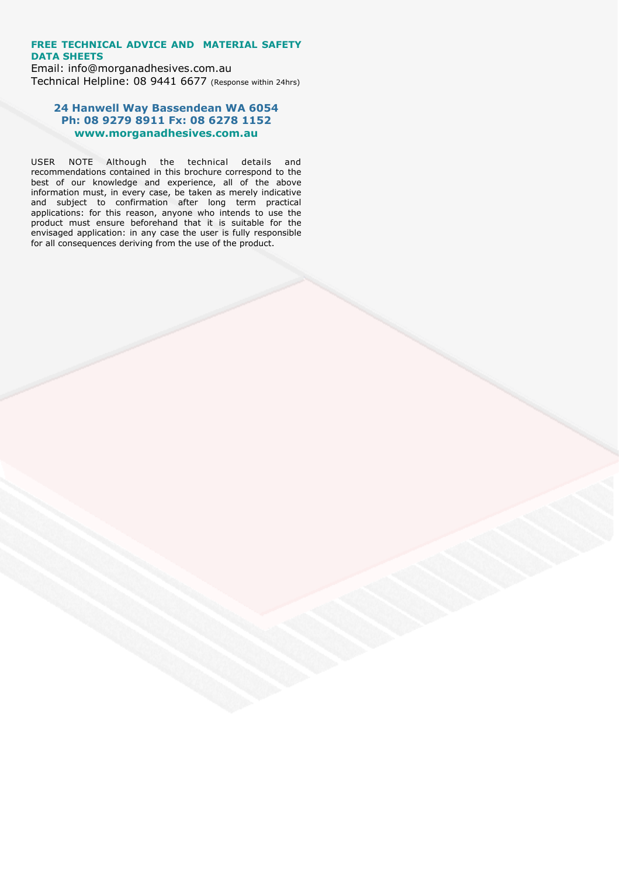**FREE TECHNICAL ADVICE AND MATERIAL SAFETY DATA SHEETS**

Email: info@morganadhesives.com.au

Technical Helpline: 08 9441 6677 (Response within 24hrs)

**24 Hanwell Way Bassendean WA 6054**
**Ph: 08 9279 8911 Fx: 08 6278 1152**
**www.morganadhesives.com.au**

USER NOTE Although the technical details and recommendations contained in this brochure correspond to the best of our knowledge and experience, all of the above information must, in every case, be taken as merely indicative and subject to confirmation after long term practical applications: for this reason, anyone who intends to use the product must ensure beforehand that it is suitable for the envisaged application: in any case the user is fully responsible for all consequences deriving from the use of the product.